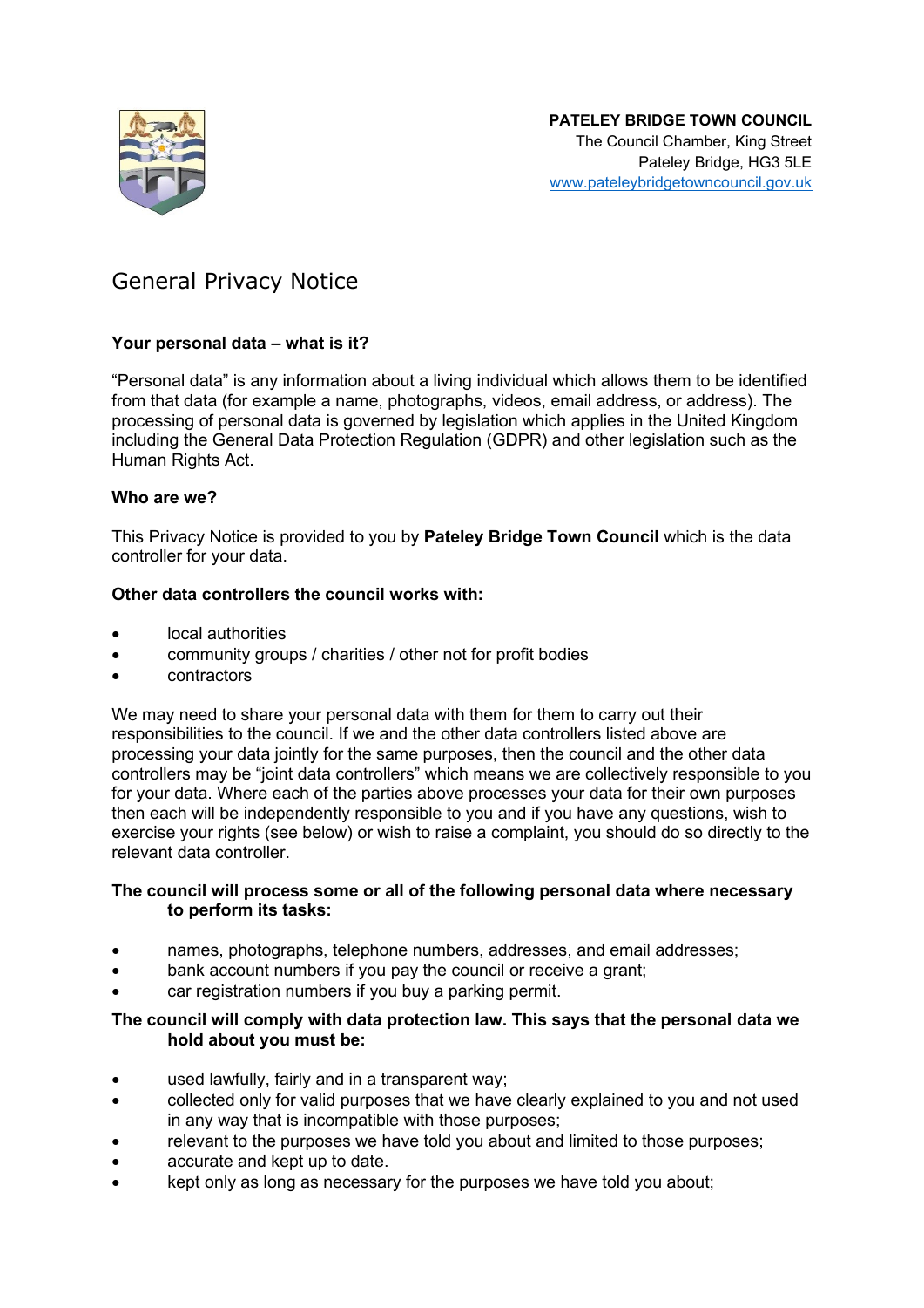**PATELEY BRIDGE TOWN COUNCIL**
The Council Chamber, King Street
Pateley Bridge, HG3 5LE
[www.pateleybridgetowncouncil.gov.uk](http://www.pateleybridgetowncouncil.gov.uk)

# General Privacy Notice

### Your personal data – what is it?

"Personal data" is any information about a living individual which allows them to be identified from that data (for example a name, photographs, videos, email address, or address). The processing of personal data is governed by legislation which applies in the United Kingdom including the General Data Protection Regulation (GDPR) and other legislation such as the Human Rights Act.

### Who are we?

This Privacy Notice is provided to you by **Pateley Bridge Town Council** which is the data controller for your data.

### Other data controllers the council works with:

- local authorities
- community groups / charities / other not for profit bodies
- contractors

We may need to share your personal data with them for them to carry out their responsibilities to the council. If we and the other data controllers listed above are processing your data jointly for the same purposes, then the council and the other data controllers may be "joint data controllers" which means we are collectively responsible to you for your data. Where each of the parties above processes your data for their own purposes then each will be independently responsible to you and if you have any questions, wish to exercise your rights (see below) or wish to raise a complaint, you should do so directly to the relevant data controller.

**The council will process some or all of the following personal data where necessary to perform its tasks:**

- names, photographs, telephone numbers, addresses, and email addresses;
- bank account numbers if you pay the council or receive a grant;
- car registration numbers if you buy a parking permit.

**The council will comply with data protection law. This says that the personal data we hold about you must be:**

- used lawfully, fairly and in a transparent way;
- collected only for valid purposes that we have clearly explained to you and not used in any way that is incompatible with those purposes;
- relevant to the purposes we have told you about and limited to those purposes;
- accurate and kept up to date.
- kept only as long as necessary for the purposes we have told you about;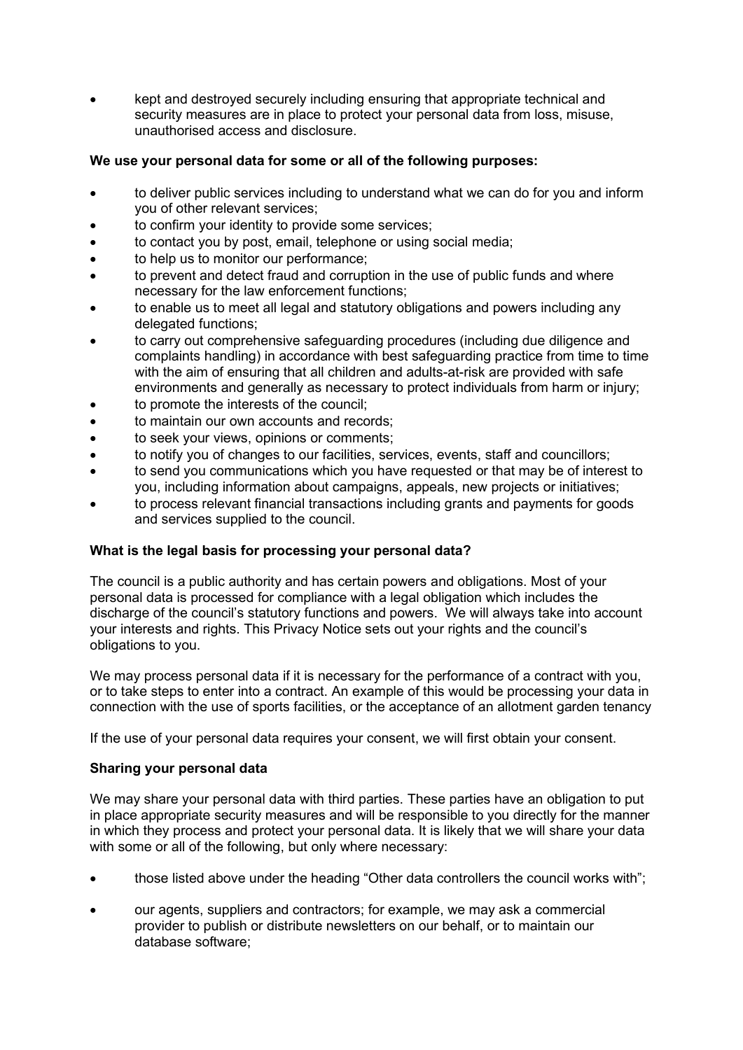- kept and destroyed securely including ensuring that appropriate technical and security measures are in place to protect your personal data from loss, misuse, unauthorised access and disclosure.

**We use your personal data for some or all of the following purposes:**

- to deliver public services including to understand what we can do for you and inform you of other relevant services;
- to confirm your identity to provide some services;
- to contact you by post, email, telephone or using social media;
- to help us to monitor our performance;
- to prevent and detect fraud and corruption in the use of public funds and where necessary for the law enforcement functions;
- to enable us to meet all legal and statutory obligations and powers including any delegated functions;
- to carry out comprehensive safeguarding procedures (including due diligence and complaints handling) in accordance with best safeguarding practice from time to time with the aim of ensuring that all children and adults-at-risk are provided with safe environments and generally as necessary to protect individuals from harm or injury;
- to promote the interests of the council;
- to maintain our own accounts and records;
- to seek your views, opinions or comments;
- to notify you of changes to our facilities, services, events, staff and councillors;
- to send you communications which you have requested or that may be of interest to you, including information about campaigns, appeals, new projects or initiatives;
- to process relevant financial transactions including grants and payments for goods and services supplied to the council.

**What is the legal basis for processing your personal data?**

The council is a public authority and has certain powers and obligations. Most of your personal data is processed for compliance with a legal obligation which includes the discharge of the council's statutory functions and powers. We will always take into account your interests and rights. This Privacy Notice sets out your rights and the council's obligations to you.

We may process personal data if it is necessary for the performance of a contract with you, or to take steps to enter into a contract. An example of this would be processing your data in connection with the use of sports facilities, or the acceptance of an allotment garden tenancy

If the use of your personal data requires your consent, we will first obtain your consent.

**Sharing your personal data**

We may share your personal data with third parties. These parties have an obligation to put in place appropriate security measures and will be responsible to you directly for the manner in which they process and protect your personal data. It is likely that we will share your data with some or all of the following, but only where necessary:

- those listed above under the heading "Other data controllers the council works with";
- our agents, suppliers and contractors; for example, we may ask a commercial provider to publish or distribute newsletters on our behalf, or to maintain our database software;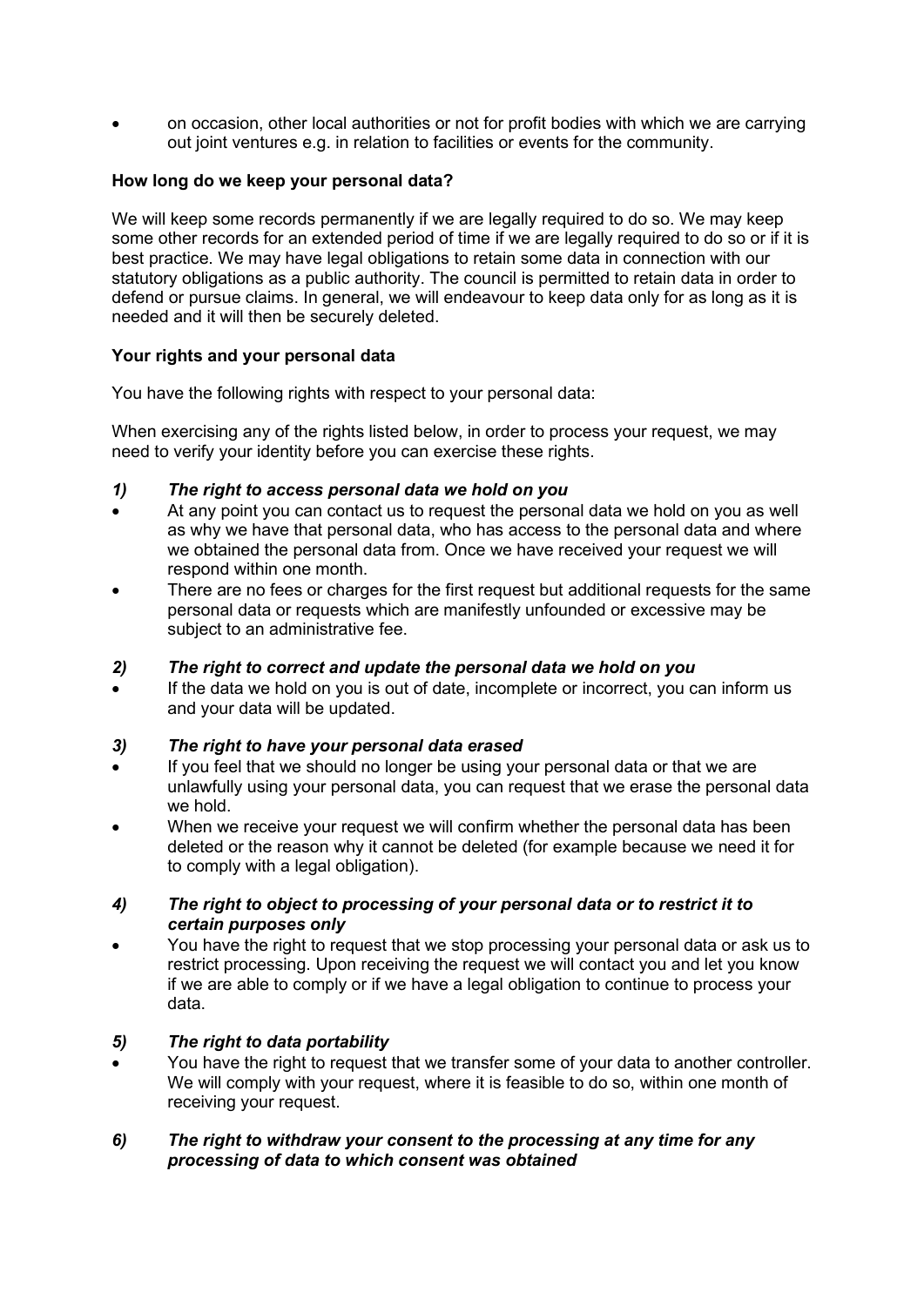- on occasion, other local authorities or not for profit bodies with which we are carrying out joint ventures e.g. in relation to facilities or events for the community.

**How long do we keep your personal data?**

We will keep some records permanently if we are legally required to do so. We may keep some other records for an extended period of time if we are legally required to do so or if it is best practice. We may have legal obligations to retain some data in connection with our statutory obligations as a public authority. The council is permitted to retain data in order to defend or pursue claims. In general, we will endeavour to keep data only for as long as it is needed and it will then be securely deleted.

**Your rights and your personal data**

You have the following rights with respect to your personal data:

When exercising any of the rights listed below, in order to process your request, we may need to verify your identity before you can exercise these rights.

***1) The right to access personal data we hold on you***

- At any point you can contact us to request the personal data we hold on you as well as why we have that personal data, who has access to the personal data and where we obtained the personal data from. Once we have received your request we will respond within one month.
- There are no fees or charges for the first request but additional requests for the same personal data or requests which are manifestly unfounded or excessive may be subject to an administrative fee.

***2) The right to correct and update the personal data we hold on you***

- If the data we hold on you is out of date, incomplete or incorrect, you can inform us and your data will be updated.

***3) The right to have your personal data erased***

- If you feel that we should no longer be using your personal data or that we are unlawfully using your personal data, you can request that we erase the personal data we hold.
- When we receive your request we will confirm whether the personal data has been deleted or the reason why it cannot be deleted (for example because we need it for to comply with a legal obligation).

***4) The right to object to processing of your personal data or to restrict it to certain purposes only***

- You have the right to request that we stop processing your personal data or ask us to restrict processing. Upon receiving the request we will contact you and let you know if we are able to comply or if we have a legal obligation to continue to process your data.

***5) The right to data portability***

- You have the right to request that we transfer some of your data to another controller. We will comply with your request, where it is feasible to do so, within one month of receiving your request.

***6) The right to withdraw your consent to the processing at any time for any processing of data to which consent was obtained***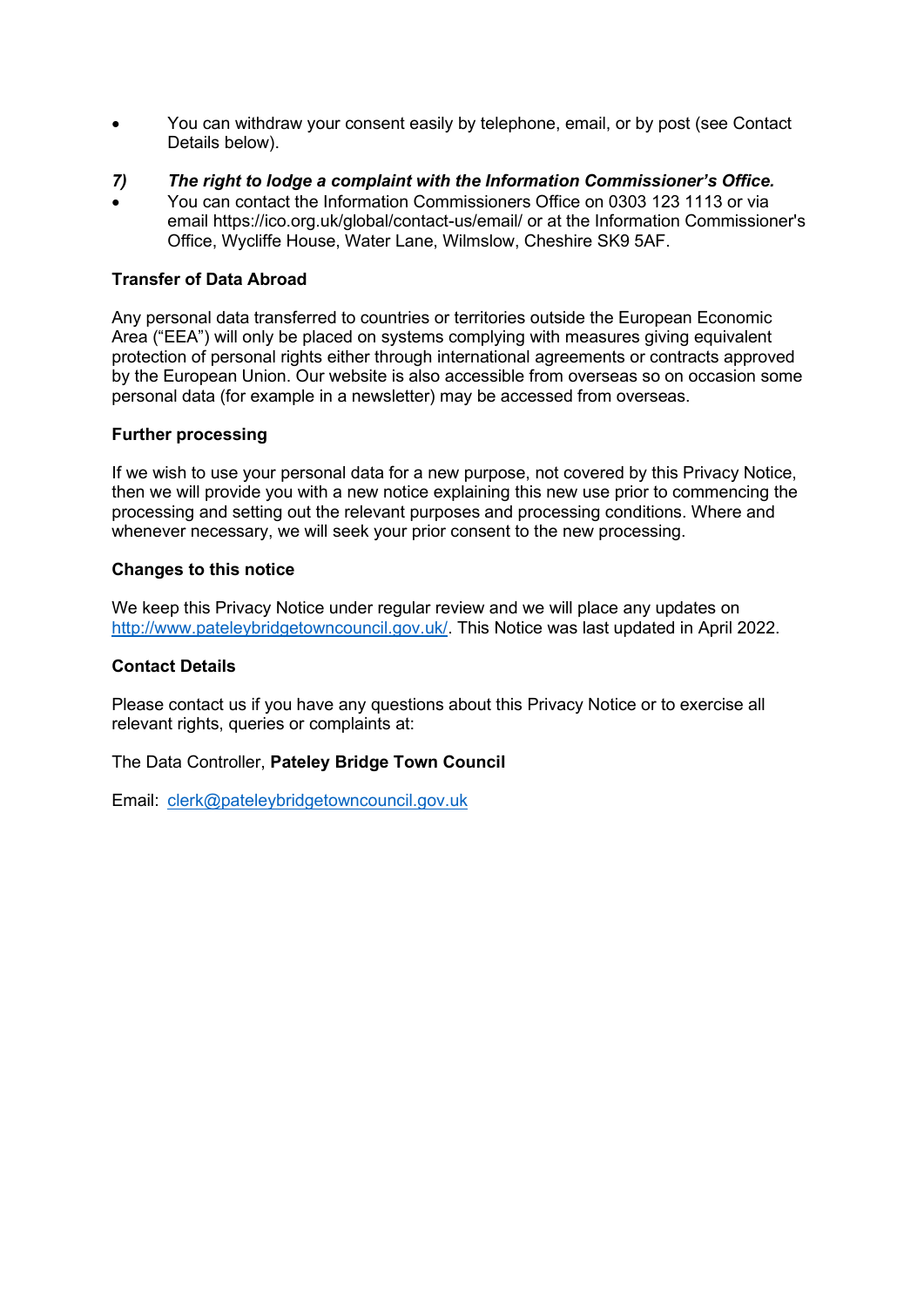- You can withdraw your consent easily by telephone, email, or by post (see Contact Details below).

***7) The right to lodge a complaint with the Information Commissioner's Office.***

- You can contact the Information Commissioners Office on 0303 123 1113 or via email https://ico.org.uk/global/contact-us/email/ or at the Information Commissioner's Office, Wycliffe House, Water Lane, Wilmslow, Cheshire SK9 5AF.

**Transfer of Data Abroad**

Any personal data transferred to countries or territories outside the European Economic Area ("EEA") will only be placed on systems complying with measures giving equivalent protection of personal rights either through international agreements or contracts approved by the European Union. Our website is also accessible from overseas so on occasion some personal data (for example in a newsletter) may be accessed from overseas.

**Further processing**

If we wish to use your personal data for a new purpose, not covered by this Privacy Notice, then we will provide you with a new notice explaining this new use prior to commencing the processing and setting out the relevant purposes and processing conditions. Where and whenever necessary, we will seek your prior consent to the new processing.

**Changes to this notice**

We keep this Privacy Notice under regular review and we will place any updates on [http://www.pateleybridgetowncouncil.gov.uk/](http://www.pateleybridgetowncouncil.gov.uk/). This Notice was last updated in April 2022.

**Contact Details**

Please contact us if you have any questions about this Privacy Notice or to exercise all relevant rights, queries or complaints at:

The Data Controller, **Pateley Bridge Town Council**

Email: [clerk@pateleybridgetowncouncil.gov.uk](mailto:clerk@pateleybridgetowncouncil.gov.uk)